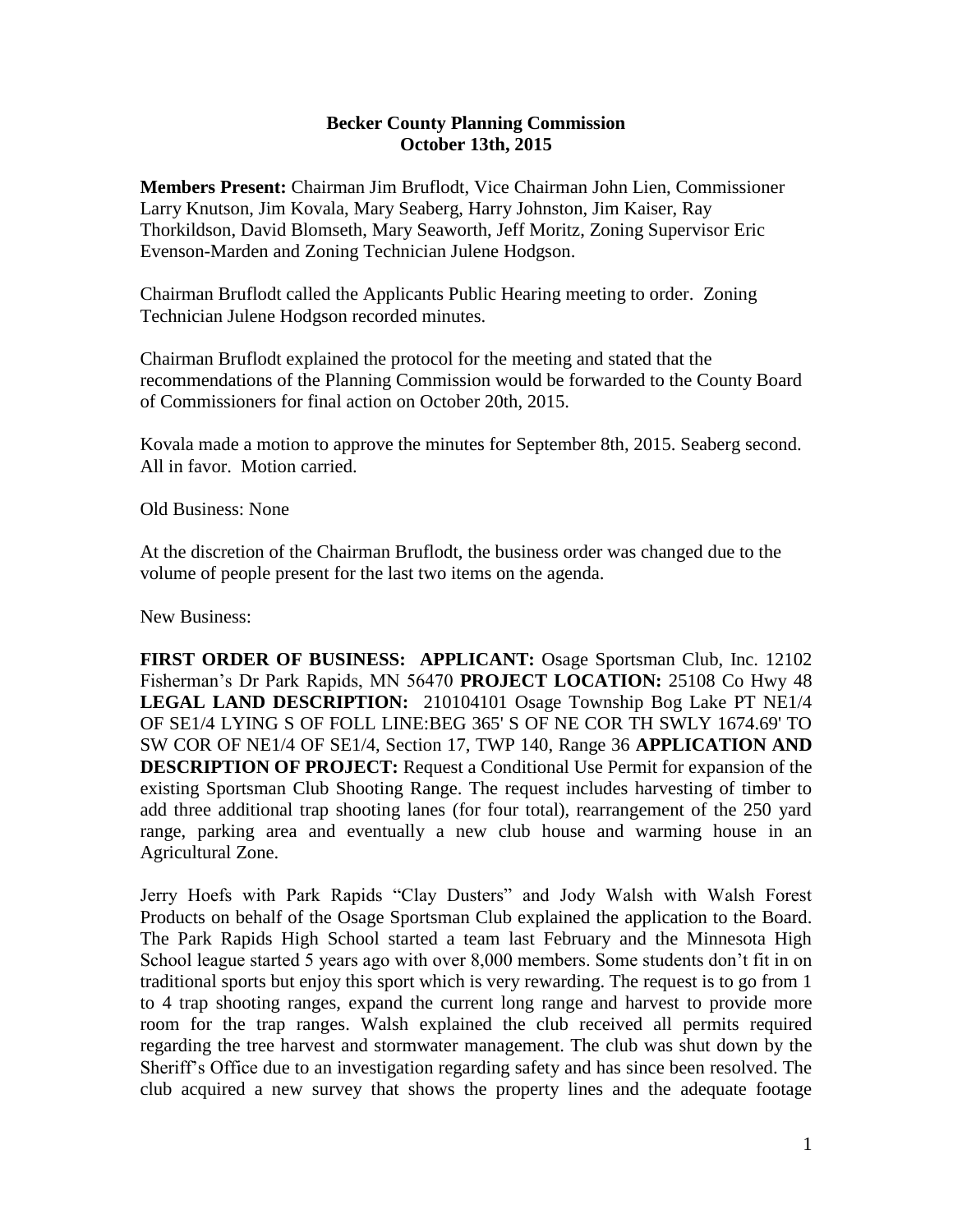**Becker County Planning Commission**
**October 13th, 2015**

**Members Present:** Chairman Jim Bruflodt, Vice Chairman John Lien, Commissioner Larry Knutson, Jim Kovala, Mary Seaberg, Harry Johnston, Jim Kaiser, Ray Thorkildson, David Blomseth, Mary Seaworth, Jeff Moritz, Zoning Supervisor Eric Evenson-Marden and Zoning Technician Julene Hodgson.

Chairman Bruflodt called the Applicants Public Hearing meeting to order. Zoning Technician Julene Hodgson recorded minutes.

Chairman Bruflodt explained the protocol for the meeting and stated that the recommendations of the Planning Commission would be forwarded to the County Board of Commissioners for final action on October 20th, 2015.

Kovala made a motion to approve the minutes for September 8th, 2015. Seaberg second. All in favor. Motion carried.

Old Business: None

At the discretion of the Chairman Bruflodt, the business order was changed due to the volume of people present for the last two items on the agenda.

New Business:

**FIRST ORDER OF BUSINESS: APPLICANT:** Osage Sportsman Club, Inc. 12102 Fisherman's Dr Park Rapids, MN 56470 **PROJECT LOCATION:** 25108 Co Hwy 48 **LEGAL LAND DESCRIPTION:** 210104101 Osage Township Bog Lake PT NE1/4 OF SE1/4 LYING S OF FOLL LINE:BEG 365' S OF NE COR TH SWLY 1674.69' TO SW COR OF NE1/4 OF SE1/4, Section 17, TWP 140, Range 36 **APPLICATION AND DESCRIPTION OF PROJECT:** Request a Conditional Use Permit for expansion of the existing Sportsman Club Shooting Range. The request includes harvesting of timber to add three additional trap shooting lanes (for four total), rearrangement of the 250 yard range, parking area and eventually a new club house and warming house in an Agricultural Zone.

Jerry Hoefs with Park Rapids "Clay Dusters" and Jody Walsh with Walsh Forest Products on behalf of the Osage Sportsman Club explained the application to the Board. The Park Rapids High School started a team last February and the Minnesota High School league started 5 years ago with over 8,000 members. Some students don't fit in on traditional sports but enjoy this sport which is very rewarding. The request is to go from 1 to 4 trap shooting ranges, expand the current long range and harvest to provide more room for the trap ranges. Walsh explained the club received all permits required regarding the tree harvest and stormwater management. The club was shut down by the Sheriff's Office due to an investigation regarding safety and has since been resolved. The club acquired a new survey that shows the property lines and the adequate footage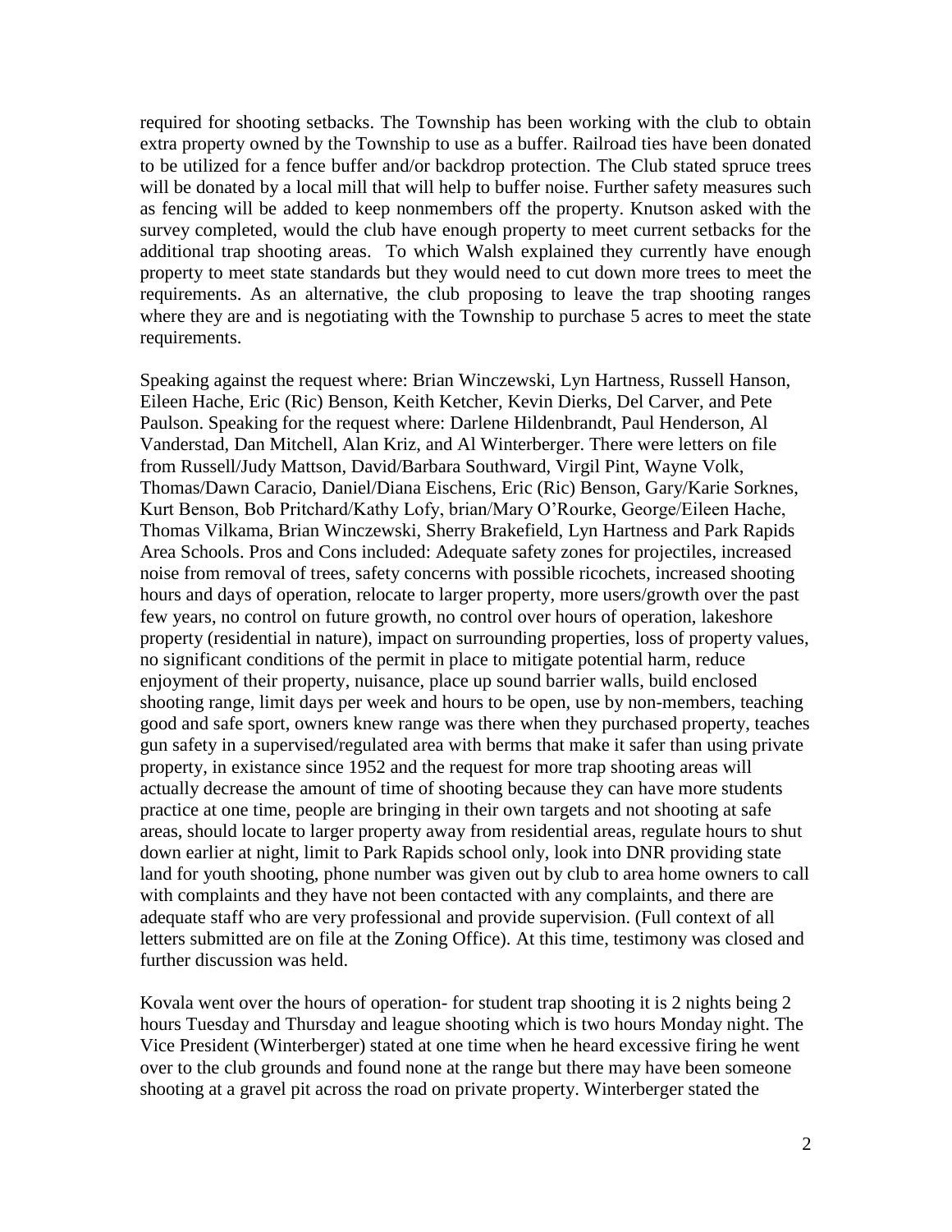required for shooting setbacks. The Township has been working with the club to obtain extra property owned by the Township to use as a buffer. Railroad ties have been donated to be utilized for a fence buffer and/or backdrop protection. The Club stated spruce trees will be donated by a local mill that will help to buffer noise. Further safety measures such as fencing will be added to keep nonmembers off the property. Knutson asked with the survey completed, would the club have enough property to meet current setbacks for the additional trap shooting areas. To which Walsh explained they currently have enough property to meet state standards but they would need to cut down more trees to meet the requirements. As an alternative, the club proposing to leave the trap shooting ranges where they are and is negotiating with the Township to purchase 5 acres to meet the state requirements.

Speaking against the request where: Brian Winczewski, Lyn Hartness, Russell Hanson, Eileen Hache, Eric (Ric) Benson, Keith Ketcher, Kevin Dierks, Del Carver, and Pete Paulson. Speaking for the request where: Darlene Hildenbrandt, Paul Henderson, Al Vanderstad, Dan Mitchell, Alan Kriz, and Al Winterberger. There were letters on file from Russell/Judy Mattson, David/Barbara Southward, Virgil Pint, Wayne Volk, Thomas/Dawn Caracio, Daniel/Diana Eischens, Eric (Ric) Benson, Gary/Karie Sorknes, Kurt Benson, Bob Pritchard/Kathy Lofy, brian/Mary O'Rourke, George/Eileen Hache, Thomas Vilkama, Brian Winczewski, Sherry Brakefield, Lyn Hartness and Park Rapids Area Schools. Pros and Cons included: Adequate safety zones for projectiles, increased noise from removal of trees, safety concerns with possible ricochets, increased shooting hours and days of operation, relocate to larger property, more users/growth over the past few years, no control on future growth, no control over hours of operation, lakeshore property (residential in nature), impact on surrounding properties, loss of property values, no significant conditions of the permit in place to mitigate potential harm, reduce enjoyment of their property, nuisance, place up sound barrier walls, build enclosed shooting range, limit days per week and hours to be open, use by non-members, teaching good and safe sport, owners knew range was there when they purchased property, teaches gun safety in a supervised/regulated area with berms that make it safer than using private property, in existance since 1952 and the request for more trap shooting areas will actually decrease the amount of time of shooting because they can have more students practice at one time, people are bringing in their own targets and not shooting at safe areas, should locate to larger property away from residential areas, regulate hours to shut down earlier at night, limit to Park Rapids school only, look into DNR providing state land for youth shooting, phone number was given out by club to area home owners to call with complaints and they have not been contacted with any complaints, and there are adequate staff who are very professional and provide supervision. (Full context of all letters submitted are on file at the Zoning Office). At this time, testimony was closed and further discussion was held.

Kovala went over the hours of operation- for student trap shooting it is 2 nights being 2 hours Tuesday and Thursday and league shooting which is two hours Monday night. The Vice President (Winterberger) stated at one time when he heard excessive firing he went over to the club grounds and found none at the range but there may have been someone shooting at a gravel pit across the road on private property. Winterberger stated the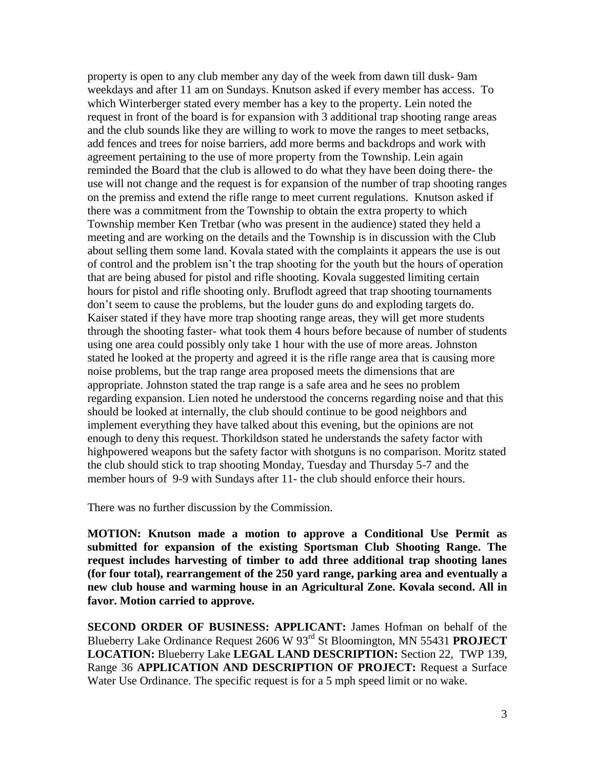property is open to any club member any day of the week from dawn till dusk- 9am weekdays and after 11 am on Sundays. Knutson asked if every member has access. To which Winterberger stated every member has a key to the property. Lein noted the request in front of the board is for expansion with 3 additional trap shooting range areas and the club sounds like they are willing to work to move the ranges to meet setbacks, add fences and trees for noise barriers, add more berms and backdrops and work with agreement pertaining to the use of more property from the Township. Lein again reminded the Board that the club is allowed to do what they have been doing there- the use will not change and the request is for expansion of the number of trap shooting ranges on the premiss and extend the rifle range to meet current regulations. Knutson asked if there was a commitment from the Township to obtain the extra property to which Township member Ken Tretbar (who was present in the audience) stated they held a meeting and are working on the details and the Township is in discussion with the Club about selling them some land. Kovala stated with the complaints it appears the use is out of control and the problem isn't the trap shooting for the youth but the hours of operation that are being abused for pistol and rifle shooting. Kovala suggested limiting certain hours for pistol and rifle shooting only. Bruflodt agreed that trap shooting tournaments don't seem to cause the problems, but the louder guns do and exploding targets do. Kaiser stated if they have more trap shooting range areas, they will get more students through the shooting faster- what took them 4 hours before because of number of students using one area could possibly only take 1 hour with the use of more areas. Johnston stated he looked at the property and agreed it is the rifle range area that is causing more noise problems, but the trap range area proposed meets the dimensions that are appropriate. Johnston stated the trap range is a safe area and he sees no problem regarding expansion. Lien noted he understood the concerns regarding noise and that this should be looked at internally, the club should continue to be good neighbors and implement everything they have talked about this evening, but the opinions are not enough to deny this request. Thorkildson stated he understands the safety factor with highpowered weapons but the safety factor with shotguns is no comparison. Moritz stated the club should stick to trap shooting Monday, Tuesday and Thursday 5-7 and the member hours of 9-9 with Sundays after 11- the club should enforce their hours.

There was no further discussion by the Commission.

**MOTION: Knutson made a motion to approve a Conditional Use Permit as submitted for expansion of the existing Sportsman Club Shooting Range. The request includes harvesting of timber to add three additional trap shooting lanes (for four total), rearrangement of the 250 yard range, parking area and eventually a new club house and warming house in an Agricultural Zone. Kovala second. All in favor. Motion carried to approve.**

**SECOND ORDER OF BUSINESS: APPLICANT:** James Hofman on behalf of the Blueberry Lake Ordinance Request 2606 W 93rd St Bloomington, MN 55431 **PROJECT LOCATION:** Blueberry Lake **LEGAL LAND DESCRIPTION:** Section 22, TWP 139, Range 36 **APPLICATION AND DESCRIPTION OF PROJECT:** Request a Surface Water Use Ordinance. The specific request is for a 5 mph speed limit or no wake.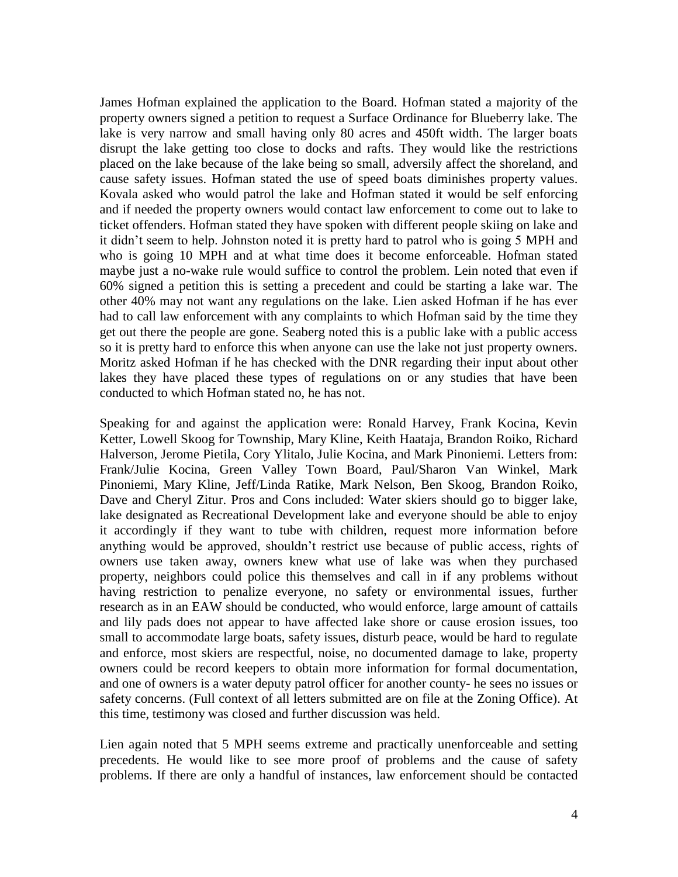James Hofman explained the application to the Board. Hofman stated a majority of the property owners signed a petition to request a Surface Ordinance for Blueberry lake. The lake is very narrow and small having only 80 acres and 450ft width. The larger boats disrupt the lake getting too close to docks and rafts. They would like the restrictions placed on the lake because of the lake being so small, adversily affect the shoreland, and cause safety issues. Hofman stated the use of speed boats diminishes property values. Kovala asked who would patrol the lake and Hofman stated it would be self enforcing and if needed the property owners would contact law enforcement to come out to lake to ticket offenders. Hofman stated they have spoken with different people skiing on lake and it didn't seem to help. Johnston noted it is pretty hard to patrol who is going 5 MPH and who is going 10 MPH and at what time does it become enforceable. Hofman stated maybe just a no-wake rule would suffice to control the problem. Lein noted that even if 60% signed a petition this is setting a precedent and could be starting a lake war. The other 40% may not want any regulations on the lake. Lien asked Hofman if he has ever had to call law enforcement with any complaints to which Hofman said by the time they get out there the people are gone. Seaberg noted this is a public lake with a public access so it is pretty hard to enforce this when anyone can use the lake not just property owners. Moritz asked Hofman if he has checked with the DNR regarding their input about other lakes they have placed these types of regulations on or any studies that have been conducted to which Hofman stated no, he has not.

Speaking for and against the application were: Ronald Harvey, Frank Kocina, Kevin Ketter, Lowell Skoog for Township, Mary Kline, Keith Haataja, Brandon Roiko, Richard Halverson, Jerome Pietila, Cory Ylitalo, Julie Kocina, and Mark Pinoniemi. Letters from: Frank/Julie Kocina, Green Valley Town Board, Paul/Sharon Van Winkel, Mark Pinoniemi, Mary Kline, Jeff/Linda Ratike, Mark Nelson, Ben Skoog, Brandon Roiko, Dave and Cheryl Zitur. Pros and Cons included: Water skiers should go to bigger lake, lake designated as Recreational Development lake and everyone should be able to enjoy it accordingly if they want to tube with children, request more information before anything would be approved, shouldn't restrict use because of public access, rights of owners use taken away, owners knew what use of lake was when they purchased property, neighbors could police this themselves and call in if any problems without having restriction to penalize everyone, no safety or environmental issues, further research as in an EAW should be conducted, who would enforce, large amount of cattails and lily pads does not appear to have affected lake shore or cause erosion issues, too small to accommodate large boats, safety issues, disturb peace, would be hard to regulate and enforce, most skiers are respectful, noise, no documented damage to lake, property owners could be record keepers to obtain more information for formal documentation, and one of owners is a water deputy patrol officer for another county- he sees no issues or safety concerns. (Full context of all letters submitted are on file at the Zoning Office). At this time, testimony was closed and further discussion was held.

Lien again noted that 5 MPH seems extreme and practically unenforceable and setting precedents. He would like to see more proof of problems and the cause of safety problems. If there are only a handful of instances, law enforcement should be contacted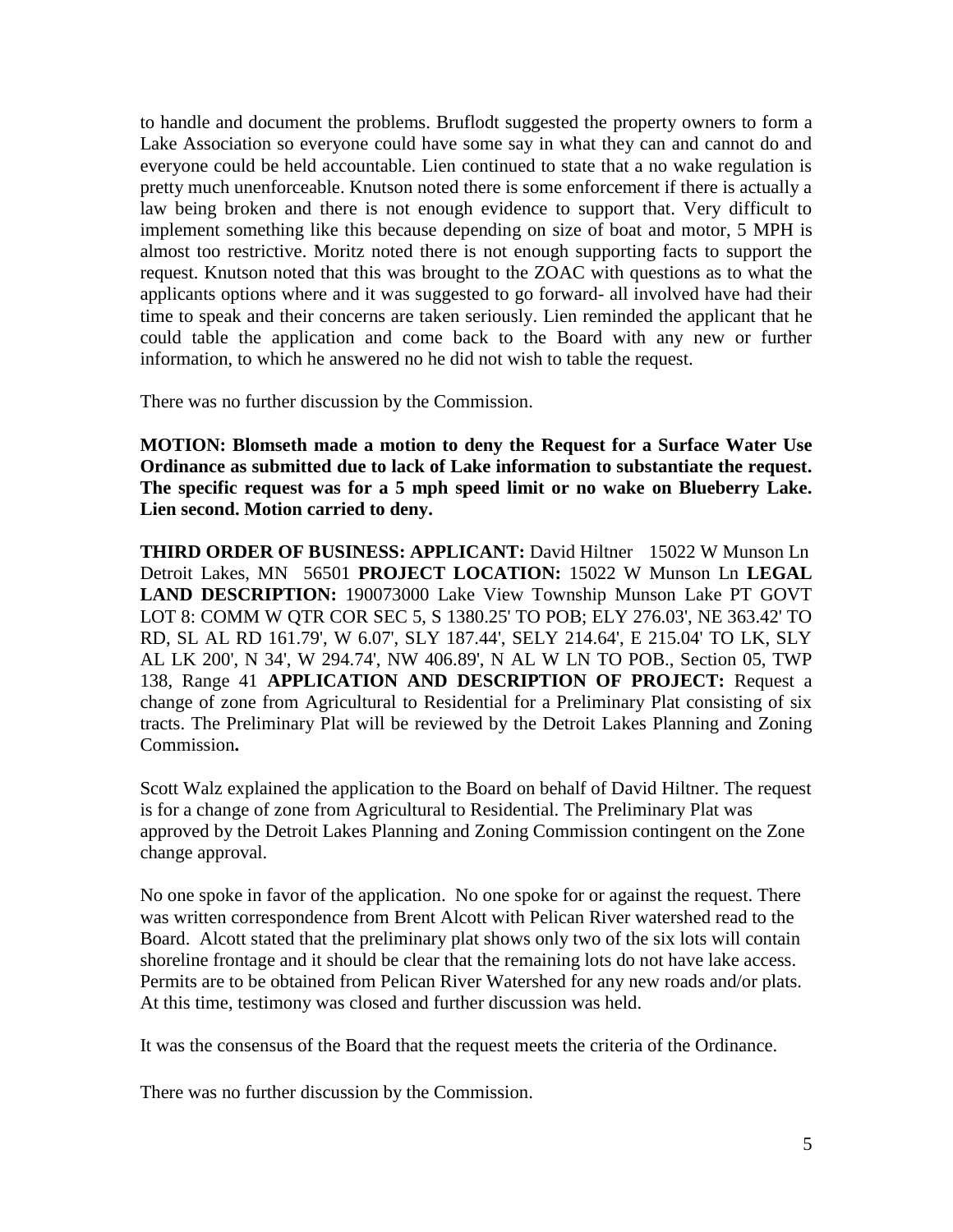to handle and document the problems. Bruflodt suggested the property owners to form a Lake Association so everyone could have some say in what they can and cannot do and everyone could be held accountable. Lien continued to state that a no wake regulation is pretty much unenforceable. Knutson noted there is some enforcement if there is actually a law being broken and there is not enough evidence to support that. Very difficult to implement something like this because depending on size of boat and motor, 5 MPH is almost too restrictive. Moritz noted there is not enough supporting facts to support the request. Knutson noted that this was brought to the ZOAC with questions as to what the applicants options where and it was suggested to go forward- all involved have had their time to speak and their concerns are taken seriously. Lien reminded the applicant that he could table the application and come back to the Board with any new or further information, to which he answered no he did not wish to table the request.

There was no further discussion by the Commission.

**MOTION: Blomseth made a motion to deny the Request for a Surface Water Use Ordinance as submitted due to lack of Lake information to substantiate the request. The specific request was for a 5 mph speed limit or no wake on Blueberry Lake. Lien second. Motion carried to deny.**

**THIRD ORDER OF BUSINESS: APPLICANT:** David Hiltner 15022 W Munson Ln Detroit Lakes, MN 56501 **PROJECT LOCATION:** 15022 W Munson Ln **LEGAL LAND DESCRIPTION:** 190073000 Lake View Township Munson Lake PT GOVT LOT 8: COMM W QTR COR SEC 5, S 1380.25' TO POB; ELY 276.03', NE 363.42' TO RD, SL AL RD 161.79', W 6.07', SLY 187.44', SELY 214.64', E 215.04' TO LK, SLY AL LK 200', N 34', W 294.74', NW 406.89', N AL W LN TO POB., Section 05, TWP 138, Range 41 **APPLICATION AND DESCRIPTION OF PROJECT:** Request a change of zone from Agricultural to Residential for a Preliminary Plat consisting of six tracts. The Preliminary Plat will be reviewed by the Detroit Lakes Planning and Zoning Commission**.**

Scott Walz explained the application to the Board on behalf of David Hiltner. The request is for a change of zone from Agricultural to Residential. The Preliminary Plat was approved by the Detroit Lakes Planning and Zoning Commission contingent on the Zone change approval.

No one spoke in favor of the application. No one spoke for or against the request. There was written correspondence from Brent Alcott with Pelican River watershed read to the Board. Alcott stated that the preliminary plat shows only two of the six lots will contain shoreline frontage and it should be clear that the remaining lots do not have lake access. Permits are to be obtained from Pelican River Watershed for any new roads and/or plats. At this time, testimony was closed and further discussion was held.

It was the consensus of the Board that the request meets the criteria of the Ordinance.

There was no further discussion by the Commission.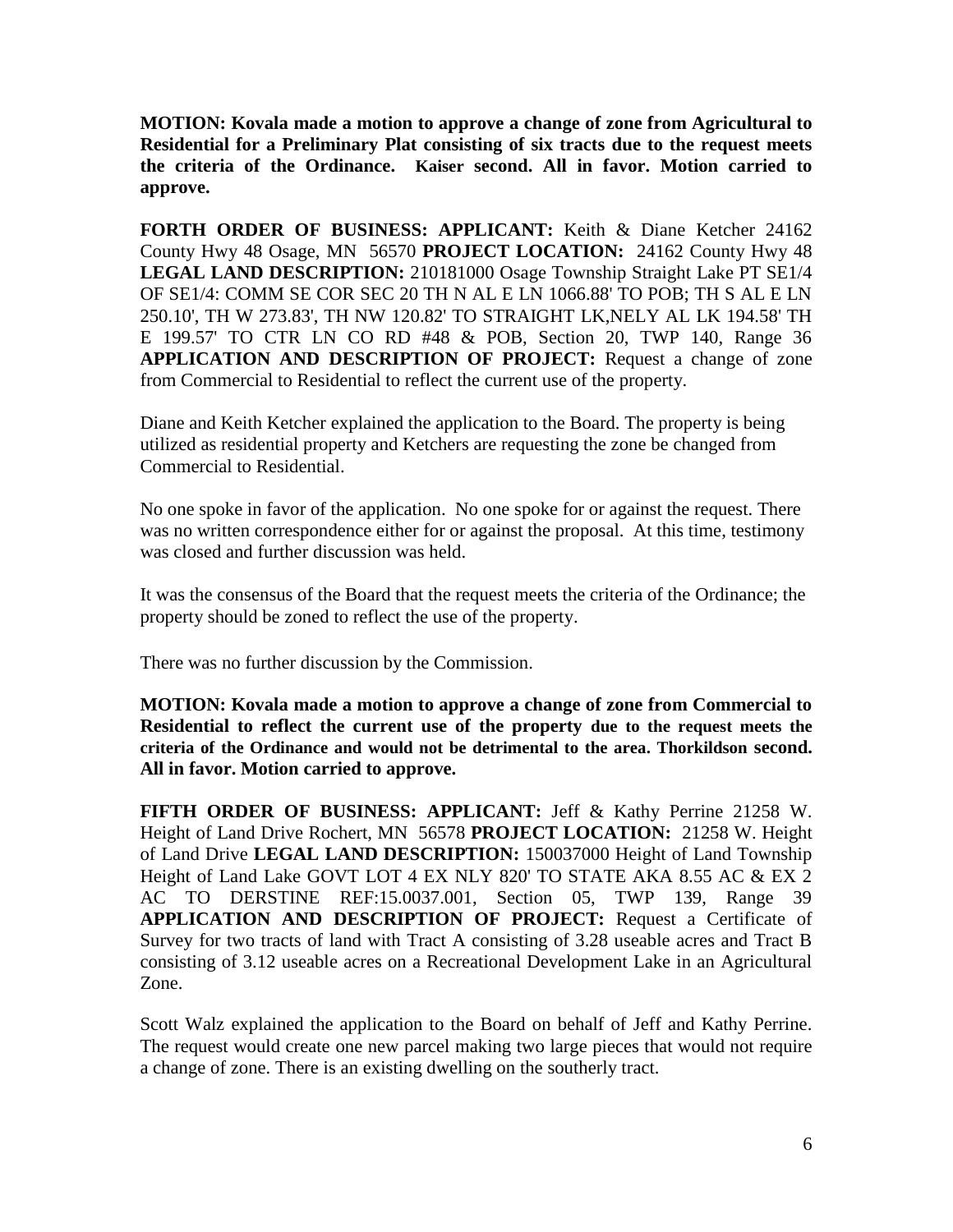**MOTION: Kovala made a motion to approve a change of zone from Agricultural to Residential for a Preliminary Plat consisting of six tracts due to the request meets the criteria of the Ordinance. Kaiser second. All in favor. Motion carried to approve.**

**FORTH ORDER OF BUSINESS: APPLICANT:** Keith & Diane Ketcher 24162 County Hwy 48 Osage, MN 56570 **PROJECT LOCATION:** 24162 County Hwy 48 **LEGAL LAND DESCRIPTION:** 210181000 Osage Township Straight Lake PT SE1/4 OF SE1/4: COMM SE COR SEC 20 TH N AL E LN 1066.88' TO POB; TH S AL E LN 250.10', TH W 273.83', TH NW 120.82' TO STRAIGHT LK,NELY AL LK 194.58' TH E 199.57' TO CTR LN CO RD #48 & POB, Section 20, TWP 140, Range 36 **APPLICATION AND DESCRIPTION OF PROJECT:** Request a change of zone from Commercial to Residential to reflect the current use of the property.

Diane and Keith Ketcher explained the application to the Board. The property is being utilized as residential property and Ketchers are requesting the zone be changed from Commercial to Residential.

No one spoke in favor of the application. No one spoke for or against the request. There was no written correspondence either for or against the proposal. At this time, testimony was closed and further discussion was held.

It was the consensus of the Board that the request meets the criteria of the Ordinance; the property should be zoned to reflect the use of the property.

There was no further discussion by the Commission.

**MOTION: Kovala made a motion to approve a change of zone from Commercial to Residential to reflect the current use of the property due to the request meets the criteria of the Ordinance and would not be detrimental to the area. Thorkildson second. All in favor. Motion carried to approve.**

**FIFTH ORDER OF BUSINESS: APPLICANT:** Jeff & Kathy Perrine 21258 W. Height of Land Drive Rochert, MN 56578 **PROJECT LOCATION:** 21258 W. Height of Land Drive **LEGAL LAND DESCRIPTION:** 150037000 Height of Land Township Height of Land Lake GOVT LOT 4 EX NLY 820' TO STATE AKA 8.55 AC & EX 2 AC TO DERSTINE REF:15.0037.001, Section 05, TWP 139, Range 39 **APPLICATION AND DESCRIPTION OF PROJECT:** Request a Certificate of Survey for two tracts of land with Tract A consisting of 3.28 useable acres and Tract B consisting of 3.12 useable acres on a Recreational Development Lake in an Agricultural Zone.

Scott Walz explained the application to the Board on behalf of Jeff and Kathy Perrine. The request would create one new parcel making two large pieces that would not require a change of zone. There is an existing dwelling on the southerly tract.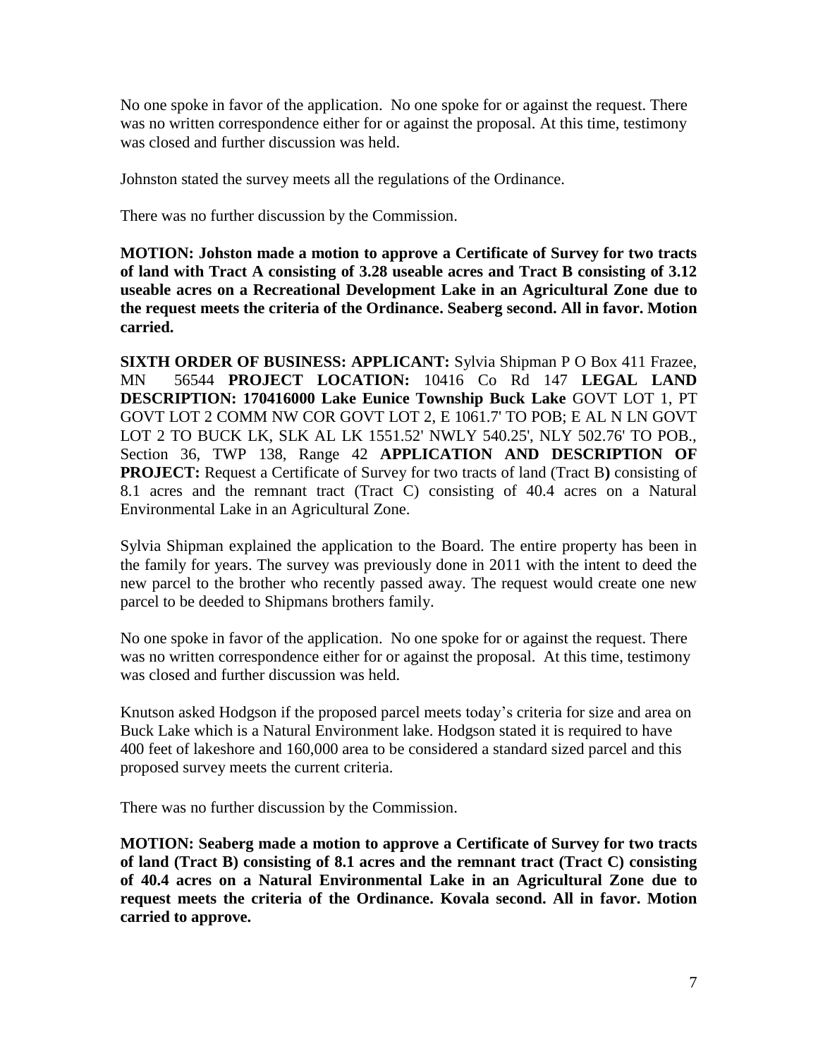No one spoke in favor of the application. No one spoke for or against the request. There was no written correspondence either for or against the proposal. At this time, testimony was closed and further discussion was held.

Johnston stated the survey meets all the regulations of the Ordinance.

There was no further discussion by the Commission.

**MOTION: Johston made a motion to approve a Certificate of Survey for two tracts of land with Tract A consisting of 3.28 useable acres and Tract B consisting of 3.12 useable acres on a Recreational Development Lake in an Agricultural Zone due to the request meets the criteria of the Ordinance. Seaberg second. All in favor. Motion carried.**

**SIXTH ORDER OF BUSINESS: APPLICANT:** Sylvia Shipman P O Box 411 Frazee, MN 56544 **PROJECT LOCATION:** 10416 Co Rd 147 **LEGAL LAND DESCRIPTION: 170416000 Lake Eunice Township Buck Lake** GOVT LOT 1, PT GOVT LOT 2 COMM NW COR GOVT LOT 2, E 1061.7' TO POB; E AL N LN GOVT LOT 2 TO BUCK LK, SLK AL LK 1551.52' NWLY 540.25', NLY 502.76' TO POB., Section 36, TWP 138, Range 42 **APPLICATION AND DESCRIPTION OF PROJECT:** Request a Certificate of Survey for two tracts of land (Tract B**)** consisting of 8.1 acres and the remnant tract (Tract C) consisting of 40.4 acres on a Natural Environmental Lake in an Agricultural Zone.

Sylvia Shipman explained the application to the Board. The entire property has been in the family for years. The survey was previously done in 2011 with the intent to deed the new parcel to the brother who recently passed away. The request would create one new parcel to be deeded to Shipmans brothers family.

No one spoke in favor of the application. No one spoke for or against the request. There was no written correspondence either for or against the proposal. At this time, testimony was closed and further discussion was held.

Knutson asked Hodgson if the proposed parcel meets today's criteria for size and area on Buck Lake which is a Natural Environment lake. Hodgson stated it is required to have 400 feet of lakeshore and 160,000 area to be considered a standard sized parcel and this proposed survey meets the current criteria.

There was no further discussion by the Commission.

**MOTION: Seaberg made a motion to approve a Certificate of Survey for two tracts of land (Tract B) consisting of 8.1 acres and the remnant tract (Tract C) consisting of 40.4 acres on a Natural Environmental Lake in an Agricultural Zone due to request meets the criteria of the Ordinance. Kovala second. All in favor. Motion carried to approve.**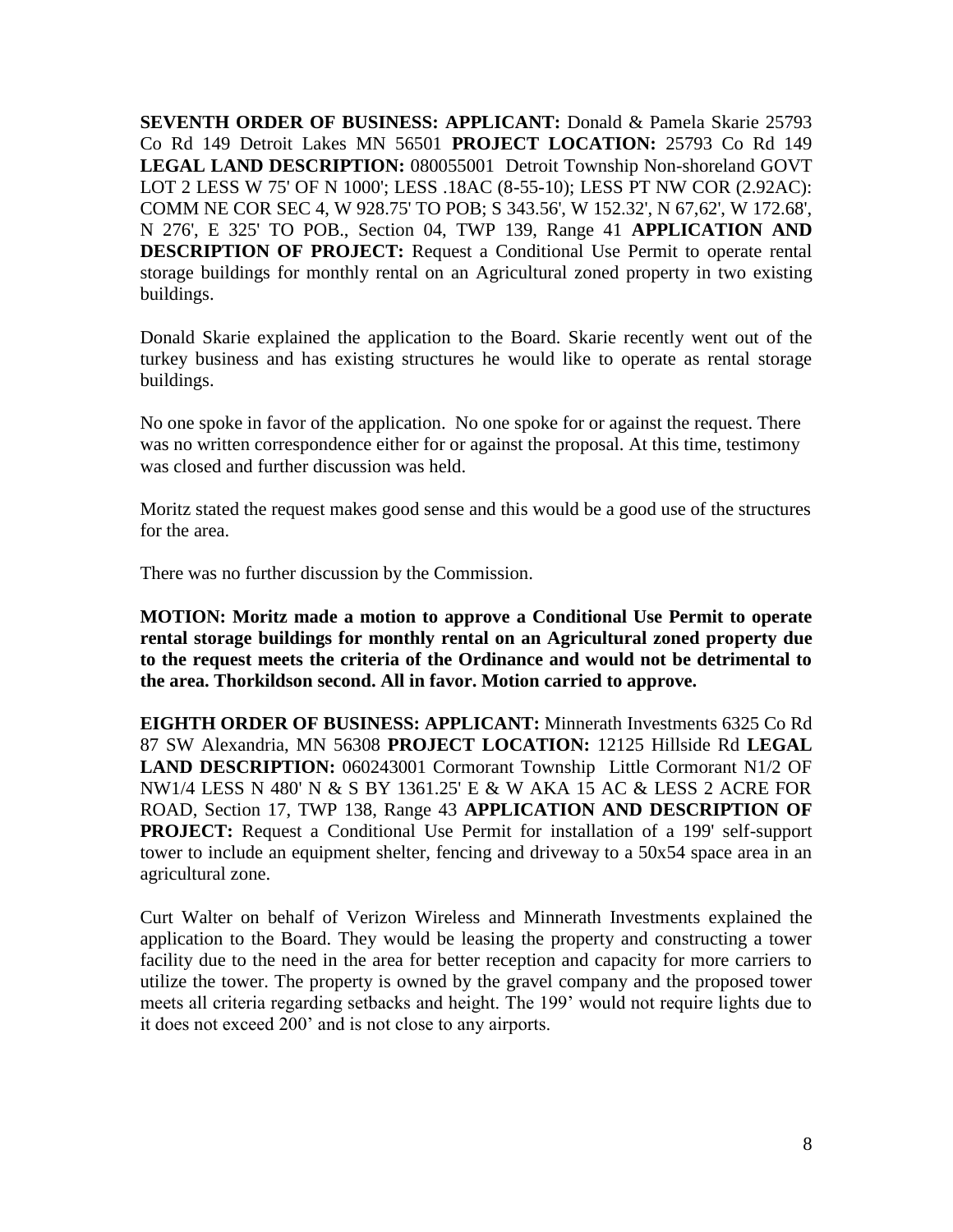**SEVENTH ORDER OF BUSINESS: APPLICANT:** Donald & Pamela Skarie 25793 Co Rd 149 Detroit Lakes MN 56501 **PROJECT LOCATION:** 25793 Co Rd 149 **LEGAL LAND DESCRIPTION:** 080055001 Detroit Township Non-shoreland GOVT LOT 2 LESS W 75' OF N 1000'; LESS .18AC (8-55-10); LESS PT NW COR (2.92AC): COMM NE COR SEC 4, W 928.75' TO POB; S 343.56', W 152.32', N 67,62', W 172.68', N 276', E 325' TO POB., Section 04, TWP 139, Range 41 **APPLICATION AND DESCRIPTION OF PROJECT:** Request a Conditional Use Permit to operate rental storage buildings for monthly rental on an Agricultural zoned property in two existing buildings.

Donald Skarie explained the application to the Board. Skarie recently went out of the turkey business and has existing structures he would like to operate as rental storage buildings.

No one spoke in favor of the application. No one spoke for or against the request. There was no written correspondence either for or against the proposal. At this time, testimony was closed and further discussion was held.

Moritz stated the request makes good sense and this would be a good use of the structures for the area.

There was no further discussion by the Commission.

**MOTION: Moritz made a motion to approve a Conditional Use Permit to operate rental storage buildings for monthly rental on an Agricultural zoned property due to the request meets the criteria of the Ordinance and would not be detrimental to the area. Thorkildson second. All in favor. Motion carried to approve.**

**EIGHTH ORDER OF BUSINESS: APPLICANT:** Minnerath Investments 6325 Co Rd 87 SW Alexandria, MN 56308 **PROJECT LOCATION:** 12125 Hillside Rd **LEGAL LAND DESCRIPTION:** 060243001 Cormorant Township Little Cormorant N1/2 OF NW1/4 LESS N 480' N & S BY 1361.25' E & W AKA 15 AC & LESS 2 ACRE FOR ROAD, Section 17, TWP 138, Range 43 **APPLICATION AND DESCRIPTION OF PROJECT:** Request a Conditional Use Permit for installation of a 199' self-support tower to include an equipment shelter, fencing and driveway to a 50x54 space area in an agricultural zone.

Curt Walter on behalf of Verizon Wireless and Minnerath Investments explained the application to the Board. They would be leasing the property and constructing a tower facility due to the need in the area for better reception and capacity for more carriers to utilize the tower. The property is owned by the gravel company and the proposed tower meets all criteria regarding setbacks and height. The 199' would not require lights due to it does not exceed 200' and is not close to any airports.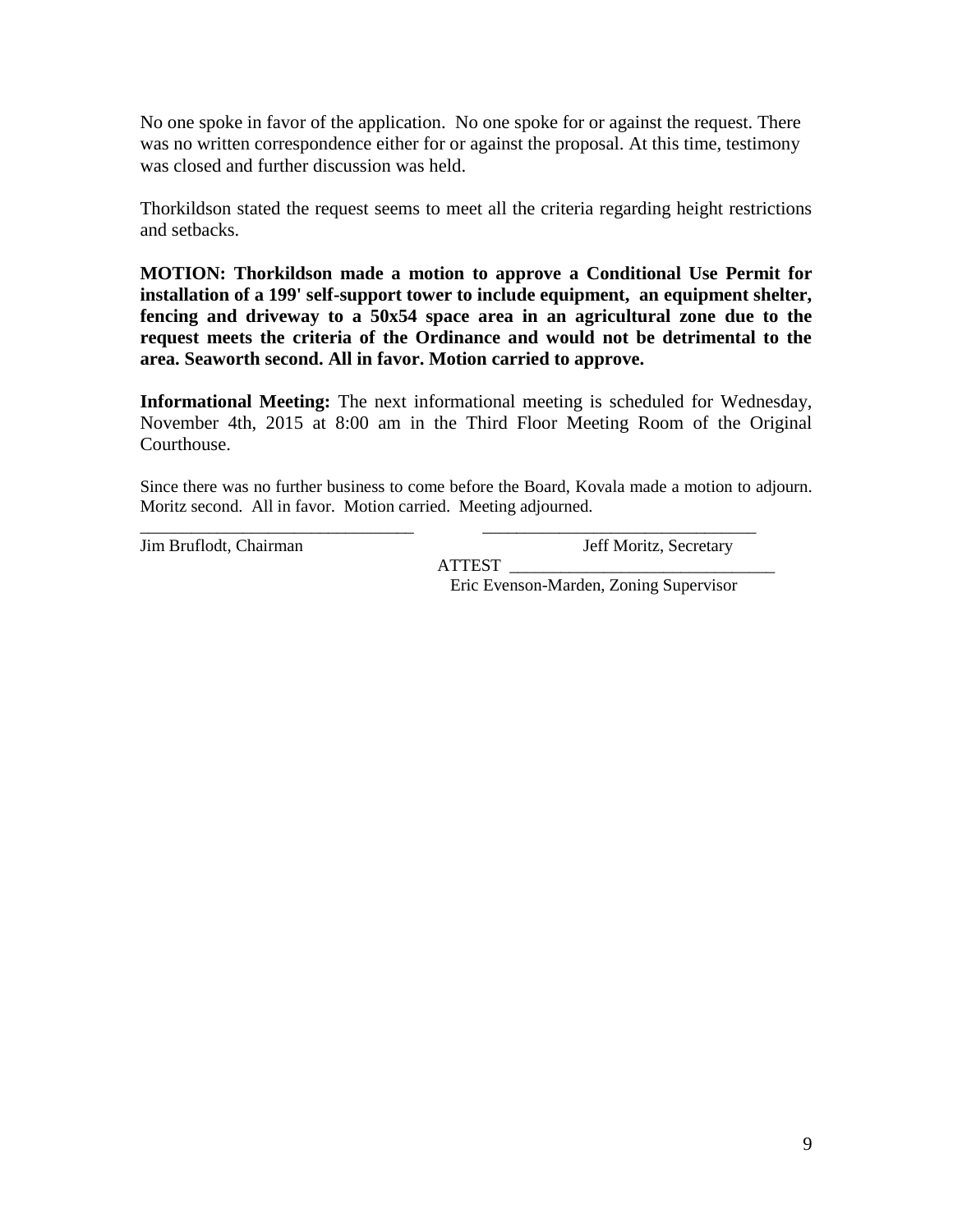No one spoke in favor of the application. No one spoke for or against the request. There was no written correspondence either for or against the proposal. At this time, testimony was closed and further discussion was held.

Thorkildson stated the request seems to meet all the criteria regarding height restrictions and setbacks.

**MOTION: Thorkildson made a motion to approve a Conditional Use Permit for installation of a 199' self-support tower to include equipment, an equipment shelter, fencing and driveway to a 50x54 space area in an agricultural zone due to the request meets the criteria of the Ordinance and would not be detrimental to the area. Seaworth second. All in favor. Motion carried to approve.**

**Informational Meeting:** The next informational meeting is scheduled for Wednesday, November 4th, 2015 at 8:00 am in the Third Floor Meeting Room of the Original Courthouse.

Since there was no further business to come before the Board, Kovala made a motion to adjourn. Moritz second. All in favor. Motion carried. Meeting adjourned.

_______________________________ _______________________________
Jim Bruflodt, Chairman Jeff Moritz, Secretary

ATTEST _______________________________
Eric Evenson-Marden, Zoning Supervisor